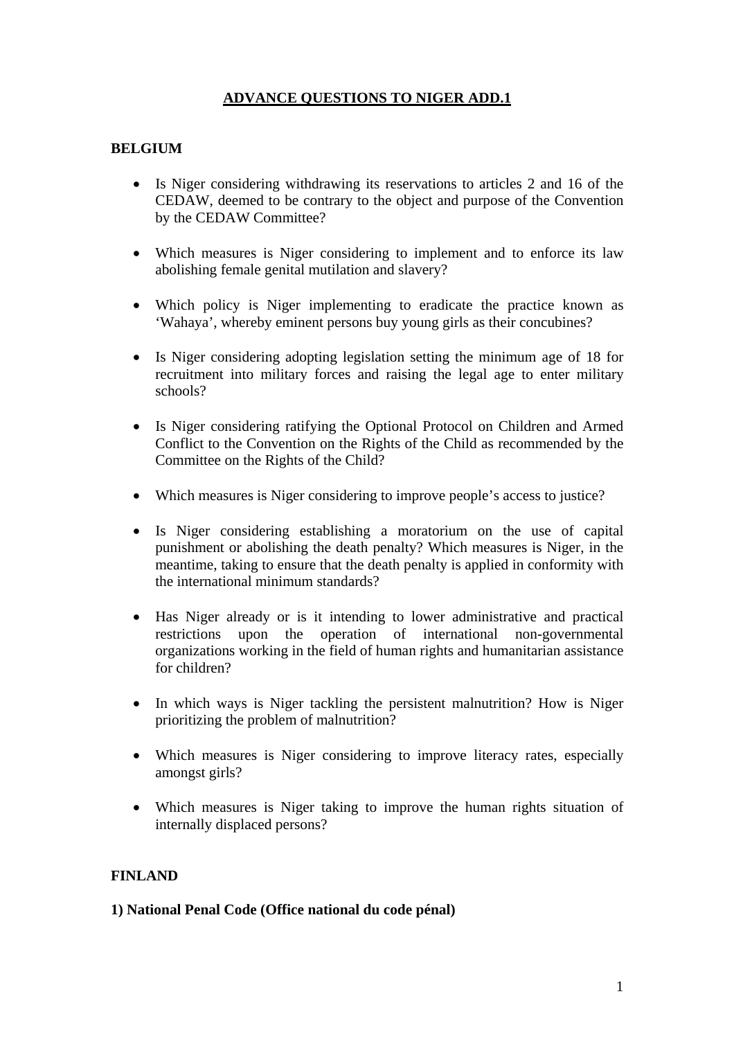# ADVANCE QUESTIONS TO NIGER ADD.1

## BELGIUM

- Is Niger considering withdrawing its reservations to articles 2 and 16 of the CEDAW, deemed to be contrary to the object and purpose of the Convention by the CEDAW Committee?
- Which measures is Niger considering to implement and to enforce its law abolishing female genital mutilation and slavery?
- Which policy is Niger implementing to eradicate the practice known as 'Wahaya', whereby eminent persons buy young girls as their concubines?
- Is Niger considering adopting legislation setting the minimum age of 18 for recruitment into military forces and raising the legal age to enter military schools?
- Is Niger considering ratifying the Optional Protocol on Children and Armed Conflict to the Convention on the Rights of the Child as recommended by the Committee on the Rights of the Child?
- Which measures is Niger considering to improve people's access to justice?
- Is Niger considering establishing a moratorium on the use of capital punishment or abolishing the death penalty? Which measures is Niger, in the meantime, taking to ensure that the death penalty is applied in conformity with the international minimum standards?
- Has Niger already or is it intending to lower administrative and practical restrictions upon the operation of international non-governmental organizations working in the field of human rights and humanitarian assistance for children?
- In which ways is Niger tackling the persistent malnutrition? How is Niger prioritizing the problem of malnutrition?
- Which measures is Niger considering to improve literacy rates, especially amongst girls?
- Which measures is Niger taking to improve the human rights situation of internally displaced persons?

## FINLAND

### 1) National Penal Code (Office national du code pénal)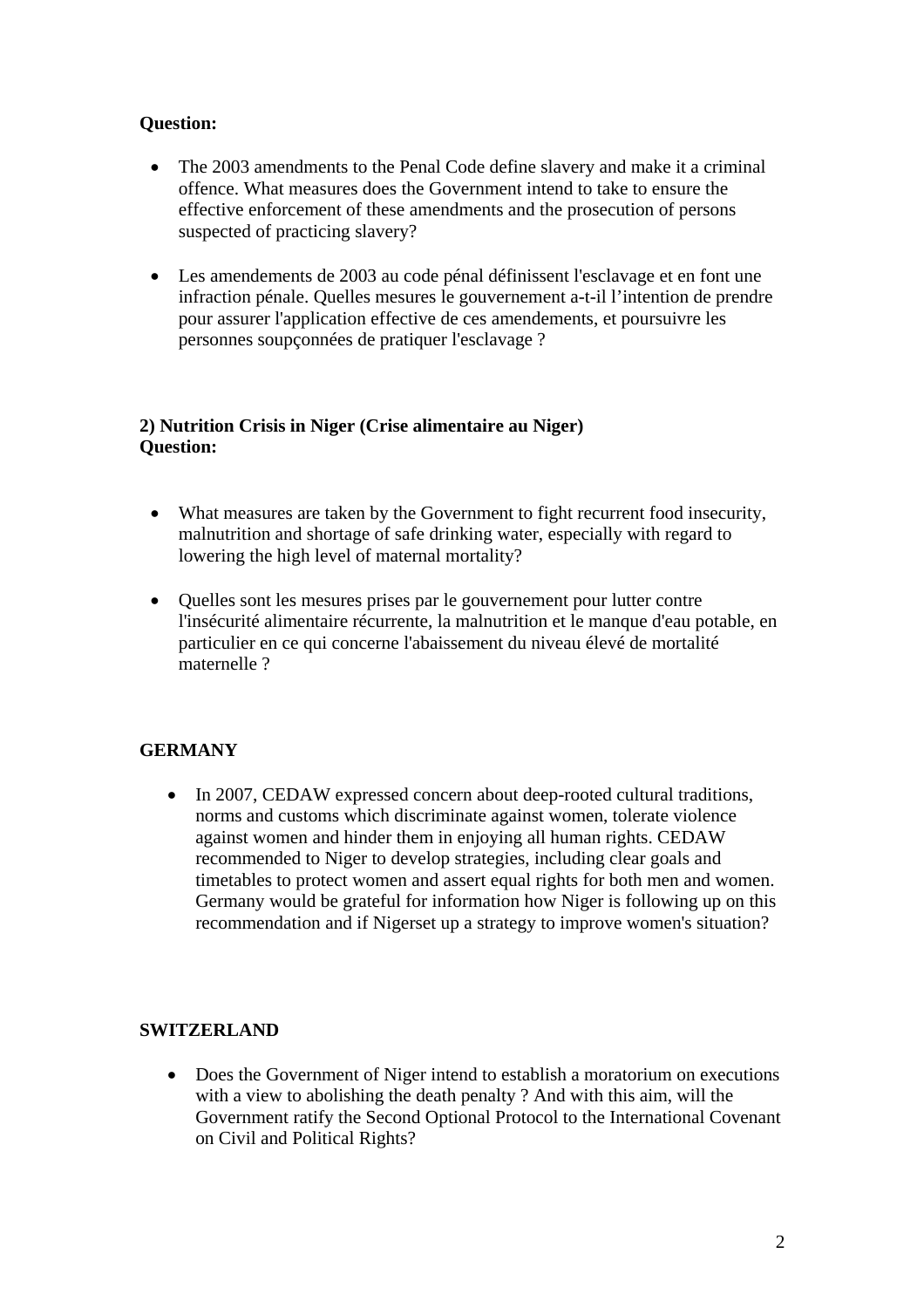**Question:**

- The 2003 amendments to the Penal Code define slavery and make it a criminal offence. What measures does the Government intend to take to ensure the effective enforcement of these amendments and the prosecution of persons suspected of practicing slavery?

- Les amendements de 2003 au code pénal définissent l'esclavage et en font une infraction pénale. Quelles mesures le gouvernement a-t-il l'intention de prendre pour assurer l'application effective de ces amendements, et poursuivre les personnes soupçonnées de pratiquer l'esclavage ?

**2) Nutrition Crisis in Niger (Crise alimentaire au Niger)**
**Question:**

- What measures are taken by the Government to fight recurrent food insecurity, malnutrition and shortage of safe drinking water, especially with regard to lowering the high level of maternal mortality?

- Quelles sont les mesures prises par le gouvernement pour lutter contre l'insécurité alimentaire récurrente, la malnutrition et le manque d'eau potable, en particulier en ce qui concerne l'abaissement du niveau élevé de mortalité maternelle ?

**GERMANY**

- In 2007, CEDAW expressed concern about deep-rooted cultural traditions, norms and customs which discriminate against women, tolerate violence against women and hinder them in enjoying all human rights. CEDAW recommended to Niger to develop strategies, including clear goals and timetables to protect women and assert equal rights for both men and women. Germany would be grateful for information how Niger is following up on this recommendation and if Nigerset up a strategy to improve women's situation?

**SWITZERLAND**

- Does the Government of Niger intend to establish a moratorium on executions with a view to abolishing the death penalty ? And with this aim, will the Government ratify the Second Optional Protocol to the International Covenant on Civil and Political Rights?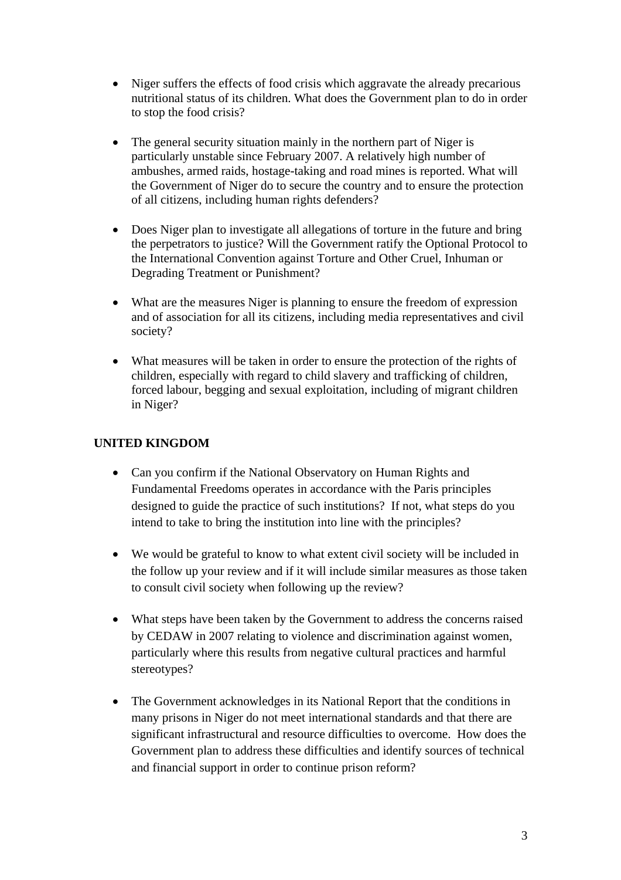- Niger suffers the effects of food crisis which aggravate the already precarious nutritional status of its children. What does the Government plan to do in order to stop the food crisis?

- The general security situation mainly in the northern part of Niger is particularly unstable since February 2007. A relatively high number of ambushes, armed raids, hostage-taking and road mines is reported. What will the Government of Niger do to secure the country and to ensure the protection of all citizens, including human rights defenders?

- Does Niger plan to investigate all allegations of torture in the future and bring the perpetrators to justice? Will the Government ratify the Optional Protocol to the International Convention against Torture and Other Cruel, Inhuman or Degrading Treatment or Punishment?

- What are the measures Niger is planning to ensure the freedom of expression and of association for all its citizens, including media representatives and civil society?

- What measures will be taken in order to ensure the protection of the rights of children, especially with regard to child slavery and trafficking of children, forced labour, begging and sexual exploitation, including of migrant children in Niger?

**UNITED KINGDOM**

- Can you confirm if the National Observatory on Human Rights and Fundamental Freedoms operates in accordance with the Paris principles designed to guide the practice of such institutions? If not, what steps do you intend to take to bring the institution into line with the principles?

- We would be grateful to know to what extent civil society will be included in the follow up your review and if it will include similar measures as those taken to consult civil society when following up the review?

- What steps have been taken by the Government to address the concerns raised by CEDAW in 2007 relating to violence and discrimination against women, particularly where this results from negative cultural practices and harmful stereotypes?

- The Government acknowledges in its National Report that the conditions in many prisons in Niger do not meet international standards and that there are significant infrastructural and resource difficulties to overcome. How does the Government plan to address these difficulties and identify sources of technical and financial support in order to continue prison reform?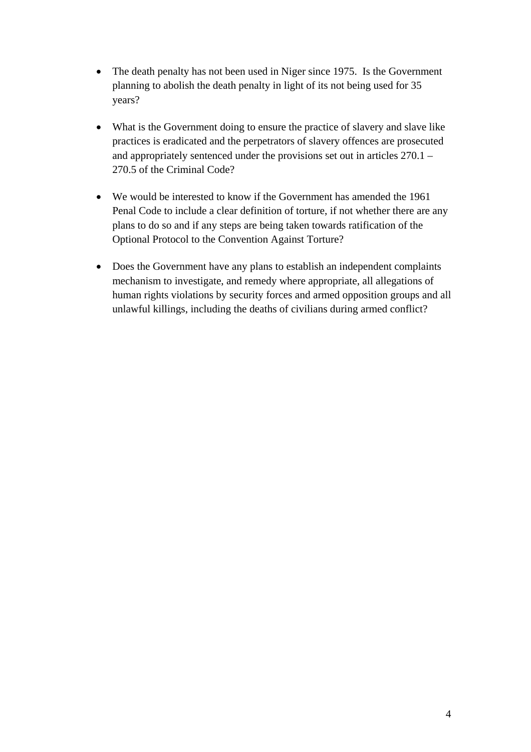- The death penalty has not been used in Niger since 1975. Is the Government planning to abolish the death penalty in light of its not being used for 35 years?

- What is the Government doing to ensure the practice of slavery and slave like practices is eradicated and the perpetrators of slavery offences are prosecuted and appropriately sentenced under the provisions set out in articles 270.1 – 270.5 of the Criminal Code?

- We would be interested to know if the Government has amended the 1961 Penal Code to include a clear definition of torture, if not whether there are any plans to do so and if any steps are being taken towards ratification of the Optional Protocol to the Convention Against Torture?

- Does the Government have any plans to establish an independent complaints mechanism to investigate, and remedy where appropriate, all allegations of human rights violations by security forces and armed opposition groups and all unlawful killings, including the deaths of civilians during armed conflict?